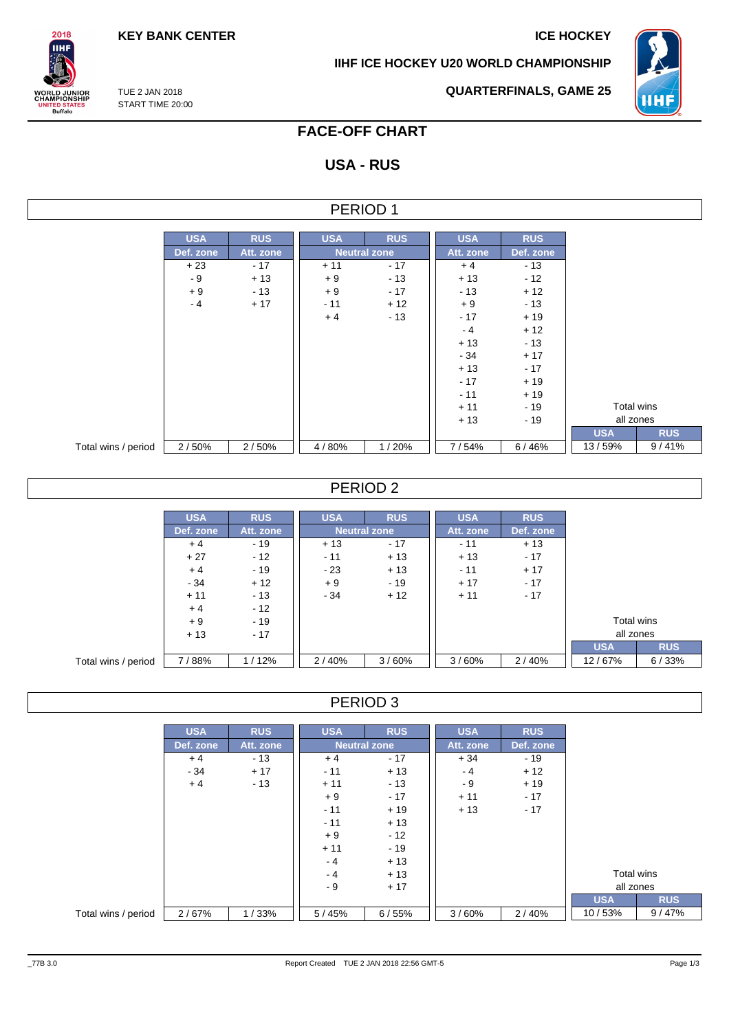KEY BANK CENTER

ICE HOCKEY

IIHF ICE HOCKEY U20 WORLD CHAMPIONSHIP

TUE 2 JAN 2018
START TIME 20:00

QUARTERFINALS, GAME 25

# FACE-OFF CHART

## USA - RUS

### PERIOD 1

| | USA | RUS | USA | RUS | USA | RUS | Total wins all zones | |
|---|---|---|---|---|---|---|---|---|
| | Def. zone | Att. zone | Neutral zone | | Att. zone | Def. zone | | |
| | + 23 | - 17 | + 11 | - 17 | + 4 | - 13 | | |
| | - 9 | + 13 | + 9 | - 13 | + 13 | - 12 | | |
| | + 9 | - 13 | + 9 | - 17 | - 13 | + 12 | | |
| | - 4 | + 17 | - 11 | + 12 | + 9 | - 13 | | |
| | | | + 4 | - 13 | - 17 | + 19 | | |
| | | | | | - 4 | + 12 | | |
| | | | | | + 13 | - 13 | | |
| | | | | | - 34 | + 17 | | |
| | | | | | + 13 | - 17 | | |
| | | | | | - 17 | + 19 | | |
| | | | | | - 11 | + 19 | | |
| | | | | | + 11 | - 19 | | |
| | | | | | + 13 | - 19 | USA | RUS |
| Total wins / period | 2 / 50% | 2 / 50% | 4 / 80% | 1 / 20% | 7 / 54% | 6 / 46% | 13 / 59% | 9 / 41% |

### PERIOD 2

| | USA | RUS | USA | RUS | USA | RUS | Total wins all zones | |
|---|---|---|---|---|---|---|---|---|
| | Def. zone | Att. zone | Neutral zone | | Att. zone | Def. zone | | |
| | + 4 | - 19 | + 13 | - 17 | - 11 | + 13 | | |
| | + 27 | - 12 | - 11 | + 13 | + 13 | - 17 | | |
| | + 4 | - 19 | - 23 | + 13 | - 11 | + 17 | | |
| | - 34 | + 12 | + 9 | - 19 | + 17 | - 17 | | |
| | + 11 | - 13 | - 34 | + 12 | + 11 | - 17 | | |
| | + 4 | - 12 | | | | | | |
| | + 9 | - 19 | | | | | | |
| | + 13 | - 17 | | | | | USA | RUS |
| Total wins / period | 7 / 88% | 1 / 12% | 2 / 40% | 3 / 60% | 3 / 60% | 2 / 40% | 12 / 67% | 6 / 33% |

### PERIOD 3

| | USA | RUS | USA | RUS | USA | RUS | Total wins all zones | |
|---|---|---|---|---|---|---|---|---|
| | Def. zone | Att. zone | Neutral zone | | Att. zone | Def. zone | | |
| | + 4 | - 13 | + 4 | - 17 | + 34 | - 19 | | |
| | - 34 | + 17 | - 11 | + 13 | - 4 | + 12 | | |
| | + 4 | - 13 | + 11 | - 13 | - 9 | + 19 | | |
| | | | + 9 | - 17 | + 11 | - 17 | | |
| | | | - 11 | + 19 | + 13 | - 17 | | |
| | | | - 11 | + 13 | | | | |
| | | | + 9 | - 12 | | | | |
| | | | + 11 | - 19 | | | | |
| | | | - 4 | + 13 | | | | |
| | | | - 4 | + 13 | | | | |
| | | | - 9 | + 17 | | | USA | RUS |
| Total wins / period | 2 / 67% | 1 / 33% | 5 / 45% | 6 / 55% | 3 / 60% | 2 / 40% | 10 / 53% | 9 / 47% |

_77B 3.0

Report Created TUE 2 JAN 2018 22:56 GMT-5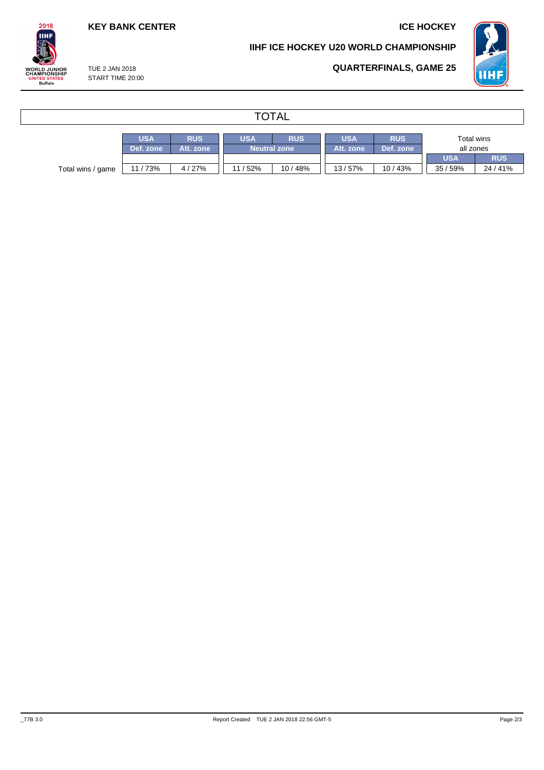# TOTAL

| | USA | RUS | USA | RUS | USA | RUS | Total wins all zones | |
|---|---|---|---|---|---|---|---|---|
| | Def. zone | Att. zone | Neutral zone | | Att. zone | Def. zone | USA | RUS |
| Total wins / game | 11 / 73% | 4 / 27% | 11 / 52% | 10 / 48% | 13 / 57% | 10 / 43% | 35 / 59% | 24 / 41% |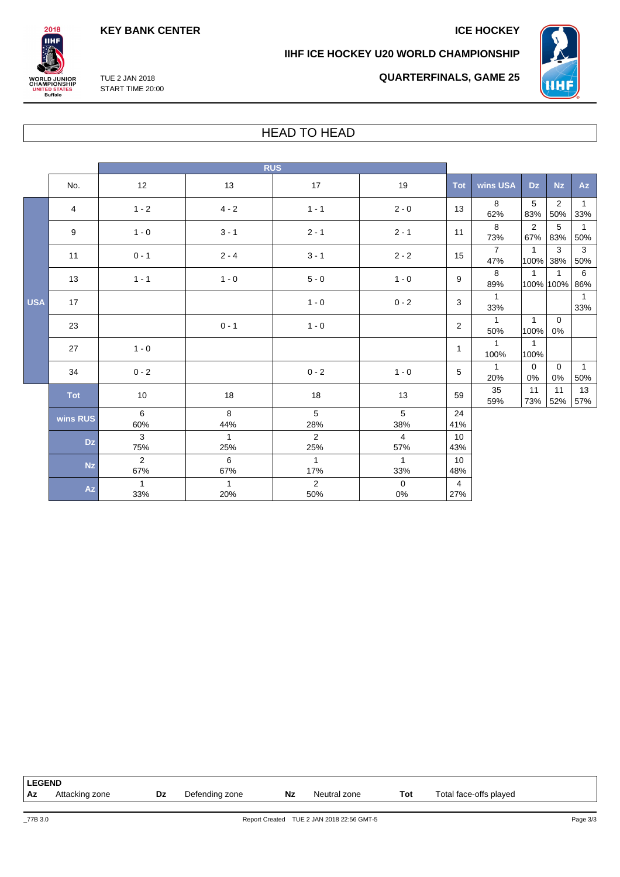**KEY BANK CENTER**

**ICE HOCKEY**

**IIHF ICE HOCKEY U20 WORLD CHAMPIONSHIP**

TUE 2 JAN 2018
START TIME 20:00

**QUARTERFINALS, GAME 25**

# HEAD TO HEAD

| | | RUS | | | | | | | | |
|---|---|---|---|---|---|---|---|---|---|---|
| | No. | 12 | 13 | 17 | 19 | Tot | wins USA | Dz | Nz | Az |
| USA | 4 | 1 - 2 | 4 - 2 | 1 - 1 | 2 - 0 | 13 | 8 62% | 5 83% | 2 50% | 1 33% |
| | 9 | 1 - 0 | 3 - 1 | 2 - 1 | 2 - 1 | 11 | 8 73% | 2 67% | 5 83% | 1 50% |
| | 11 | 0 - 1 | 2 - 4 | 3 - 1 | 2 - 2 | 15 | 7 47% | 1 100% | 3 38% | 3 50% |
| | 13 | 1 - 1 | 1 - 0 | 5 - 0 | 1 - 0 | 9 | 8 89% | 1 100% | 1 100% | 6 86% |
| | 17 | | | 1 - 0 | 0 - 2 | 3 | 1 33% | | | 1 33% |
| | 23 | | 0 - 1 | 1 - 0 | | 2 | 1 50% | 1 100% | 0 0% | |
| | 27 | 1 - 0 | | | | 1 | 1 100% | 1 100% | | |
| | 34 | 0 - 2 | | 0 - 2 | 1 - 0 | 5 | 1 20% | 0 0% | 0 0% | 1 50% |
| | Tot | 10 | 18 | 18 | 13 | 59 | 35 59% | 11 73% | 11 52% | 13 57% |
| | wins RUS | 6 60% | 8 44% | 5 28% | 5 38% | 24 41% | | | | |
| | Dz | 3 75% | 1 25% | 2 25% | 4 57% | 10 43% | | | | |
| | Nz | 2 67% | 6 67% | 1 17% | 1 33% | 10 48% | | | | |
| | Az | 1 33% | 1 20% | 2 50% | 0 0% | 4 27% | | | | |

**LEGEND**

| | | | | | | | |
|---|---|---|---|---|---|---|---|
| **Az** | Attacking zone | **Dz** | Defending zone | **Nz** | Neutral zone | **Tot** | Total face-offs played |

_77B 3.0 Report Created TUE 2 JAN 2018 22:56 GMT-5